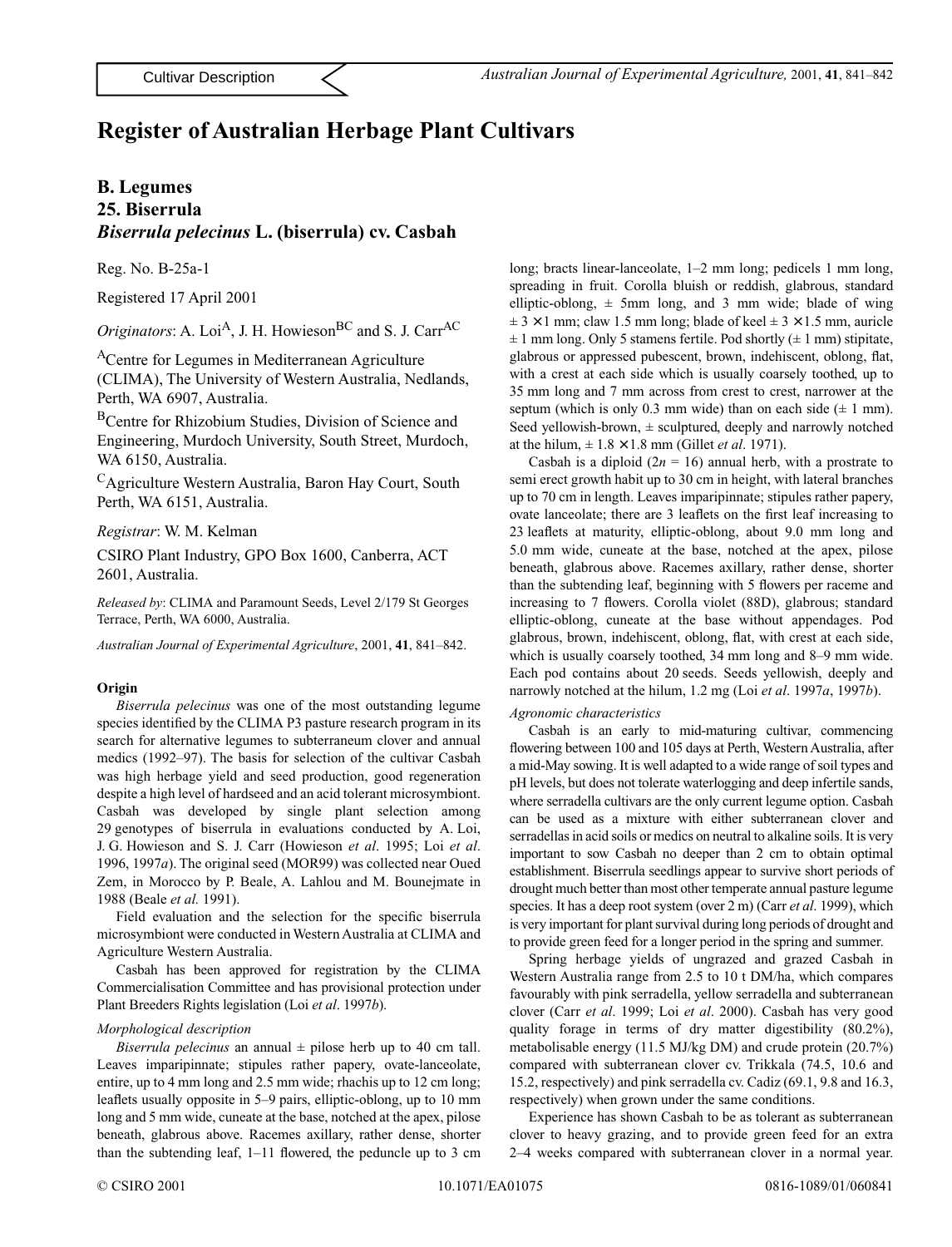Cultivar Description

# Register of Australian Herbage Plant Cultivars

## B. Legumes
## 25. Biserrula
## *Biserrula pelecinus* L. (biserrula) cv. Casbah

Reg. No. B-25a-1

Registered 17 April 2001

*Originators*: A. Loi[A], J. H. Howieson[BC] and S. J. Carr[AC]

[A]Centre for Legumes in Mediterranean Agriculture (CLIMA), The University of Western Australia, Nedlands, Perth, WA 6907, Australia.

[B]Centre for Rhizobium Studies, Division of Science and Engineering, Murdoch University, South Street, Murdoch, WA 6150, Australia.

[C]Agriculture Western Australia, Baron Hay Court, South Perth, WA 6151, Australia.

*Registrar*: W. M. Kelman

CSIRO Plant Industry, GPO Box 1600, Canberra, ACT 2601, Australia.

*Released by*: CLIMA and Paramount Seeds, Level 2/179 St Georges Terrace, Perth, WA 6000, Australia.

*Australian Journal of Experimental Agriculture*, 2001, **41**, 841–842.

#### Origin

*Biserrula pelecinus* was one of the most outstanding legume species identified by the CLIMA P3 pasture research program in its search for alternative legumes to subterraneum clover and annual medics (1992–97). The basis for selection of the cultivar Casbah was high herbage yield and seed production, good regeneration despite a high level of hardseed and an acid tolerant microsymbiont. Casbah was developed by single plant selection among 29 genotypes of biserrula in evaluations conducted by A. Loi, J. G. Howieson and S. J. Carr (Howieson *et al*. 1995; Loi *et al*. 1996, 1997*a*). The original seed (MOR99) was collected near Oued Zem, in Morocco by P. Beale, A. Lahlou and M. Bounejmate in 1988 (Beale *et al.* 1991).

Field evaluation and the selection for the specific biserrula microsymbiont were conducted in Western Australia at CLIMA and Agriculture Western Australia.

Casbah has been approved for registration by the CLIMA Commercialisation Committee and has provisional protection under Plant Breeders Rights legislation (Loi *et al*. 1997*b*).

*Morphological description*

*Biserrula pelecinus* an annual ± pilose herb up to 40 cm tall. Leaves imparipinnate; stipules rather papery, ovate-lanceolate, entire, up to 4 mm long and 2.5 mm wide; rhachis up to 12 cm long; leaflets usually opposite in 5–9 pairs, elliptic-oblong, up to 10 mm long and 5 mm wide, cuneate at the base, notched at the apex, pilose beneath, glabrous above. Racemes axillary, rather dense, shorter than the subtending leaf, 1–11 flowered, the peduncle up to 3 cm long; bracts linear-lanceolate, 1–2 mm long; pedicels 1 mm long, spreading in fruit. Corolla bluish or reddish, glabrous, standard elliptic-oblong, ± 5mm long, and 3 mm wide; blade of wing $\pm 3 \times 1$ mm; claw 1.5 mm long; blade of keel $\pm 3 \times 1.5$ mm, auricle ± 1 mm long. Only 5 stamens fertile. Pod shortly (± 1 mm) stipitate, glabrous or appressed pubescent, brown, indehiscent, oblong, flat, with a crest at each side which is usually coarsely toothed, up to 35 mm long and 7 mm across from crest to crest, narrower at the septum (which is only 0.3 mm wide) than on each side (± 1 mm). Seed yellowish-brown, ± sculptured, deeply and narrowly notched at the hilum, $\pm 1.8 \times 1.8$ mm (Gillet *et al*. 1971).

Casbah is a diploid ($2n = 16$) annual herb, with a prostrate to semi erect growth habit up to 30 cm in height, with lateral branches up to 70 cm in length. Leaves imparipinnate; stipules rather papery, ovate lanceolate; there are 3 leaflets on the first leaf increasing to 23 leaflets at maturity, elliptic-oblong, about 9.0 mm long and 5.0 mm wide, cuneate at the base, notched at the apex, pilose beneath, glabrous above. Racemes axillary, rather dense, shorter than the subtending leaf, beginning with 5 flowers per raceme and increasing to 7 flowers. Corolla violet (88D), glabrous; standard elliptic-oblong, cuneate at the base without appendages. Pod glabrous, brown, indehiscent, oblong, flat, with crest at each side, which is usually coarsely toothed, 34 mm long and 8–9 mm wide. Each pod contains about 20 seeds. Seeds yellowish, deeply and narrowly notched at the hilum, 1.2 mg (Loi *et al*. 1997*a*, 1997*b*).

*Agronomic characteristics*

Casbah is an early to mid-maturing cultivar, commencing flowering between 100 and 105 days at Perth, Western Australia, after a mid-May sowing. It is well adapted to a wide range of soil types and pH levels, but does not tolerate waterlogging and deep infertile sands, where serradella cultivars are the only current legume option. Casbah can be used as a mixture with either subterranean clover and serradellas in acid soils or medics on neutral to alkaline soils. It is very important to sow Casbah no deeper than 2 cm to obtain optimal establishment. Biserrula seedlings appear to survive short periods of drought much better than most other temperate annual pasture legume species. It has a deep root system (over 2 m) (Carr *et al*. 1999), which is very important for plant survival during long periods of drought and to provide green feed for a longer period in the spring and summer.

Spring herbage yields of ungrazed and grazed Casbah in Western Australia range from 2.5 to 10 t DM/ha, which compares favourably with pink serradella, yellow serradella and subterranean clover (Carr *et al*. 1999; Loi *et al*. 2000). Casbah has very good quality forage in terms of dry matter digestibility (80.2%), metabolisable energy (11.5 MJ/kg DM) and crude protein (20.7%) compared with subterranean clover cv. Trikkala (74.5, 10.6 and 15.2, respectively) and pink serradella cv. Cadiz (69.1, 9.8 and 16.3, respectively) when grown under the same conditions.

Experience has shown Casbah to be as tolerant as subterranean clover to heavy grazing, and to provide green feed for an extra 2–4 weeks compared with subterranean clover in a normal year.

© CSIRO 2001 10.1071/EA01075 0816-1089/01/060841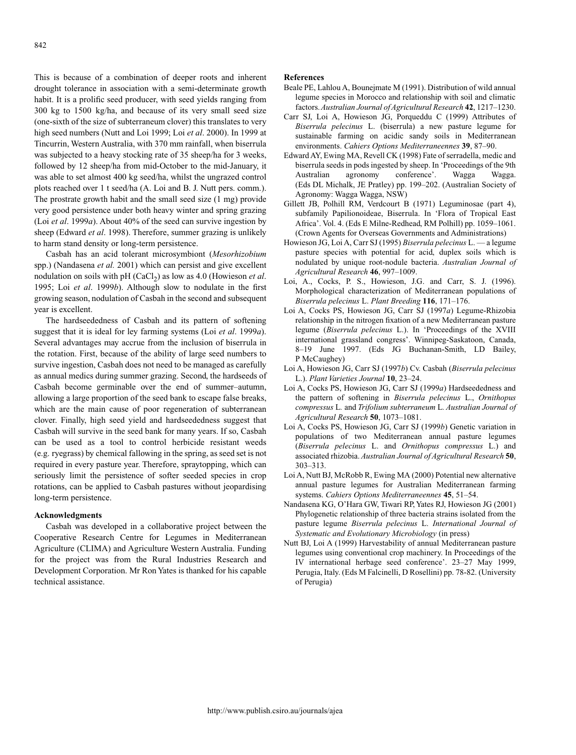This is because of a combination of deeper roots and inherent drought tolerance in association with a semi-determinate growth habit. It is a prolific seed producer, with seed yields ranging from 300 kg to 1500 kg/ha, and because of its very small seed size (one-sixth of the size of subterraneum clover) this translates to very high seed numbers (Nutt and Loi 1999; Loi *et al*. 2000). In 1999 at Tincurrin, Western Australia, with 370 mm rainfall, when biserrula was subjected to a heavy stocking rate of 35 sheep/ha for 3 weeks, followed by 12 sheep/ha from mid-October to the mid-January, it was able to set almost 400 kg seed/ha, whilst the ungrazed control plots reached over 1 t seed/ha (A. Loi and B. J. Nutt pers. comm.). The prostrate growth habit and the small seed size (1 mg) provide very good persistence under both heavy winter and spring grazing (Loi *et al*. 1999*a*). About 40% of the seed can survive ingestion by sheep (Edward *et al*. 1998). Therefore, summer grazing is unlikely to harm stand density or long-term persistence.

Casbah has an acid tolerant microsymbiont (*Mesorhizobium* spp.) (Nandasena *et al.* 2001) which can persist and give excellent nodulation on soils with pH ($CaCl_2$) as low as 4.0 (Howieson *et al*. 1995; Loi *et al*. 1999*b*). Although slow to nodulate in the first growing season, nodulation of Casbah in the second and subsequent year is excellent.

The hardseededness of Casbah and its pattern of softening suggest that it is ideal for ley farming systems (Loi *et al*. 1999*a*). Several advantages may accrue from the inclusion of biserrula in the rotation. First, because of the ability of large seed numbers to survive ingestion, Casbah does not need to be managed as carefully as annual medics during summer grazing. Second, the hardseeds of Casbah become germinable over the end of summer–autumn, allowing a large proportion of the seed bank to escape false breaks, which are the main cause of poor regeneration of subterranean clover. Finally, high seed yield and hardseededness suggest that Casbah will survive in the seed bank for many years. If so, Casbah can be used as a tool to control herbicide resistant weeds (e.g. ryegrass) by chemical fallowing in the spring, as seed set is not required in every pasture year. Therefore, spraytopping, which can seriously limit the persistence of softer seeded species in crop rotations, can be applied to Casbah pastures without jeopardising long-term persistence.

## Acknowledgments

Casbah was developed in a collaborative project between the Cooperative Research Centre for Legumes in Mediterranean Agriculture (CLIMA) and Agriculture Western Australia. Funding for the project was from the Rural Industries Research and Development Corporation. Mr Ron Yates is thanked for his capable technical assistance.

## References

Beale PE, Lahlou A, Bounejmate M (1991). Distribution of wild annual legume species in Morocco and relationship with soil and climatic factors. *Australian Journal of Agricultural Research* **42**, 1217–1230.

Carr SJ, Loi A, Howieson JG, Porqueddu C (1999) Attributes of *Biserrula pelecinus* L. (biserrula) a new pasture legume for sustainable farming on acidic sandy soils in Mediterranean environments. *Cahiers Options Mediterraneennes* **39**, 87–90.

Edward AY, Ewing MA, Revell CK (1998) Fate of serradella, medic and biserrula seeds in pods ingested by sheep. In 'Proceedings of the 9th Australian agronomy conference'. Wagga Wagga. (Eds DL Michalk, JE Pratley) pp. 199–202. (Australian Society of Agronomy: Wagga Wagga, NSW)

Gillett JB, Polhill RM, Verdcourt B (1971) Leguminosae (part 4), subfamily Papilionoideae, Biserrula. In 'Flora of Tropical East Africa'. Vol. 4. (Eds E Milne-Redhead, RM Polhill) pp. 1059–1061. (Crown Agents for Overseas Governments and Administrations)

Howieson JG, Loi A, Carr SJ (1995) *Biserrula pelecinus* L. — a legume pasture species with potential for acid, duplex soils which is nodulated by unique root-nodule bacteria. *Australian Journal of Agricultural Research* **46**, 997–1009.

Loi, A., Cocks, P. S., Howieson, J.G. and Carr, S. J. (1996). Morphological characterization of Mediterranean populations of *Biserrula pelecinus* L. *Plant Breeding* **116**, 171–176.

Loi A, Cocks PS, Howieson JG, Carr SJ (1997*a*) Legume-Rhizobia relationship in the nitrogen fixation of a new Mediterranean pasture legume (*Biserrula pelecinus* L.). In 'Proceedings of the XVIII international grassland congress'. Winnipeg-Saskatoon, Canada, 8–19 June 1997. (Eds JG Buchanan-Smith, LD Bailey, P McCaughey)

Loi A, Howieson JG, Carr SJ (1997*b*) Cv. Casbah (*Biserrula pelecinus* L.). *Plant Varieties Journal* **10**, 23–24.

Loi A, Cocks PS, Howieson JG, Carr SJ (1999*a*) Hardseededness and the pattern of softening in *Biserrula pelecinus* L., *Ornithopus compressus* L. and *Trifolium subterraneum* L. *Australian Journal of Agricultural Research* **50**, 1073–1081.

Loi A, Cocks PS, Howieson JG, Carr SJ (1999*b*) Genetic variation in populations of two Mediterranean annual pasture legumes (*Biserrula pelecinus* L. and *Ornithopus compressus* L.) and associated rhizobia. *Australian Journal of Agricultural Research* **50**, 303–313.

Loi A, Nutt BJ, McRobb R, Ewing MA (2000) Potential new alternative annual pasture legumes for Australian Mediterranean farming systems. *Cahiers Options Mediterraneennes* **45**, 51–54.

Nandasena KG, O'Hara GW, Tiwari RP, Yates RJ, Howieson JG (2001) Phylogenetic relationship of three bacteria strains isolated from the pasture legume *Biserrula pelecinus* L. *International Journal of Systematic and Evolutionary Microbiology* (in press)

Nutt BJ, Loi A (1999) Harvestability of annual Mediterranean pasture legumes using conventional crop machinery. In Proceedings of the IV international herbage seed conference'. 23–27 May 1999, Perugia, Italy. (Eds M Falcinelli, D Rosellini) pp. 78-82. (University of Perugia)